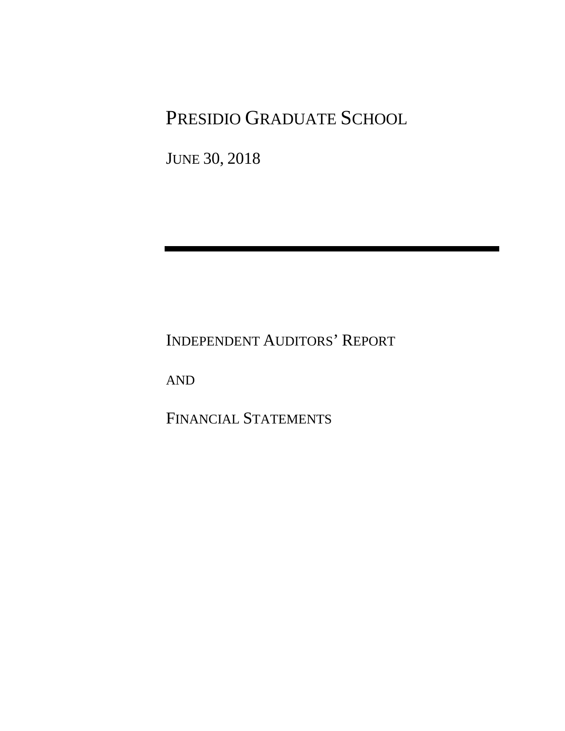# PRESIDIO GRADUATE SCHOOL

JUNE 30, 2018

---

INDEPENDENT AUDITORS' REPORT

AND

FINANCIAL STATEMENTS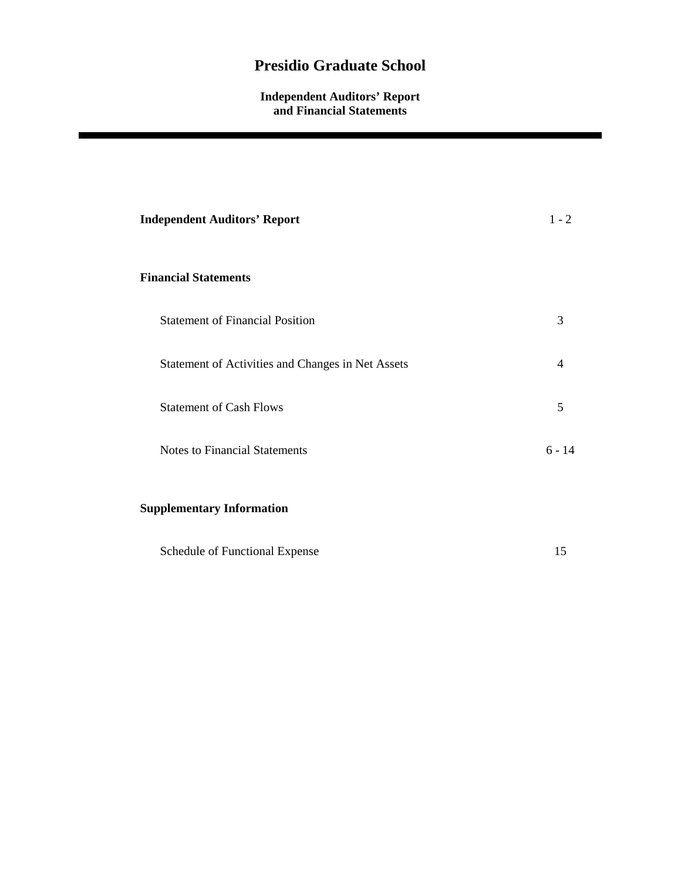# Presidio Graduate School

**Independent Auditors' Report and Financial Statements**

---

| | |
|---|---|
| **Independent Auditors' Report** | 1 - 2 |
| **Financial Statements** | |
| Statement of Financial Position | 3 |
| Statement of Activities and Changes in Net Assets | 4 |
| Statement of Cash Flows | 5 |
| Notes to Financial Statements | 6 - 14 |
| **Supplementary Information** | |
| Schedule of Functional Expense | 15 |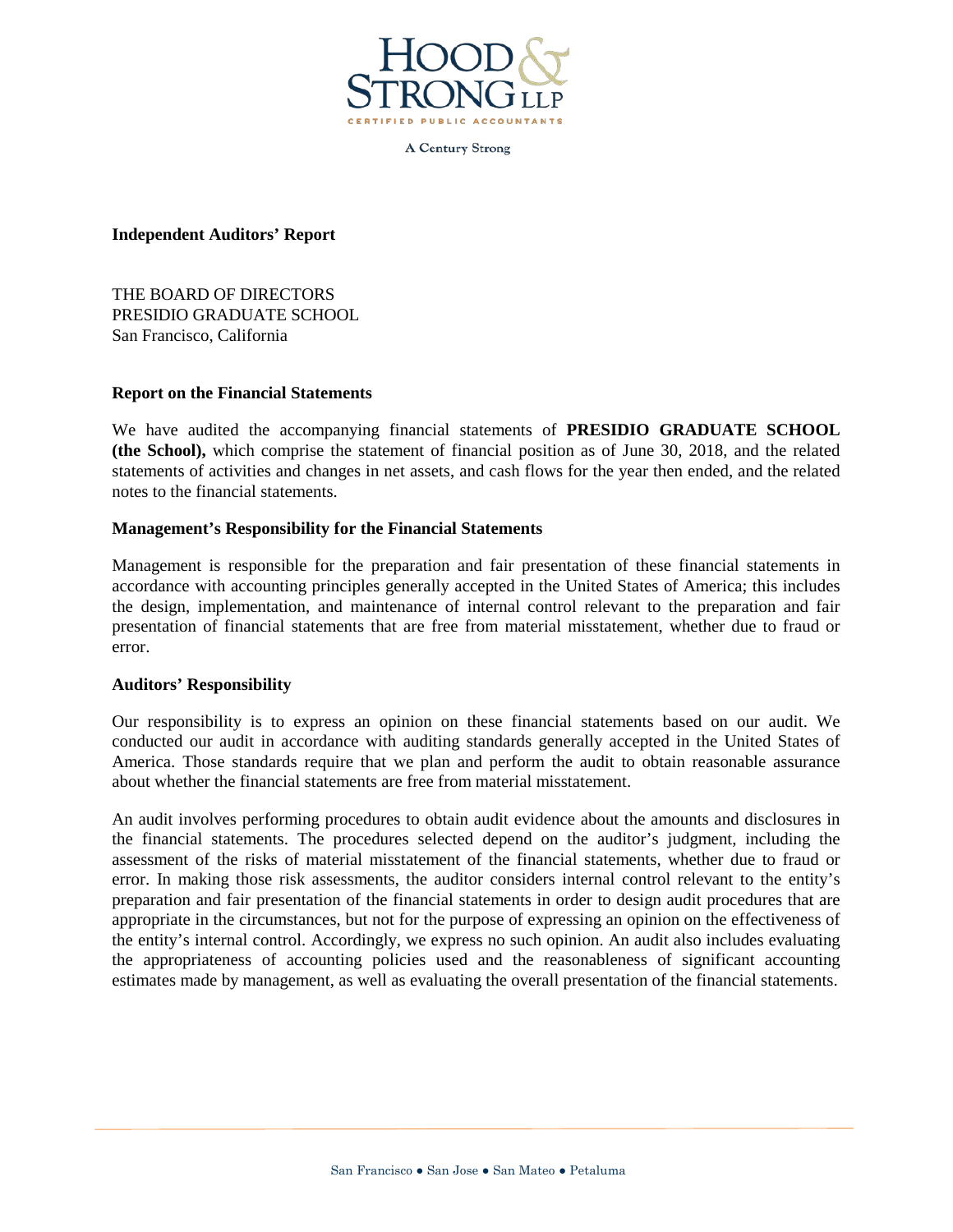**Independent Auditors' Report**

THE BOARD OF DIRECTORS
PRESIDIO GRADUATE SCHOOL
San Francisco, California

**Report on the Financial Statements**

We have audited the accompanying financial statements of **PRESIDIO GRADUATE SCHOOL (the School),** which comprise the statement of financial position as of June 30, 2018, and the related statements of activities and changes in net assets, and cash flows for the year then ended, and the related notes to the financial statements.

**Management's Responsibility for the Financial Statements**

Management is responsible for the preparation and fair presentation of these financial statements in accordance with accounting principles generally accepted in the United States of America; this includes the design, implementation, and maintenance of internal control relevant to the preparation and fair presentation of financial statements that are free from material misstatement, whether due to fraud or error.

**Auditors' Responsibility**

Our responsibility is to express an opinion on these financial statements based on our audit. We conducted our audit in accordance with auditing standards generally accepted in the United States of America. Those standards require that we plan and perform the audit to obtain reasonable assurance about whether the financial statements are free from material misstatement.

An audit involves performing procedures to obtain audit evidence about the amounts and disclosures in the financial statements. The procedures selected depend on the auditor's judgment, including the assessment of the risks of material misstatement of the financial statements, whether due to fraud or error. In making those risk assessments, the auditor considers internal control relevant to the entity's preparation and fair presentation of the financial statements in order to design audit procedures that are appropriate in the circumstances, but not for the purpose of expressing an opinion on the effectiveness of the entity's internal control. Accordingly, we express no such opinion. An audit also includes evaluating the appropriateness of accounting policies used and the reasonableness of significant accounting estimates made by management, as well as evaluating the overall presentation of the financial statements.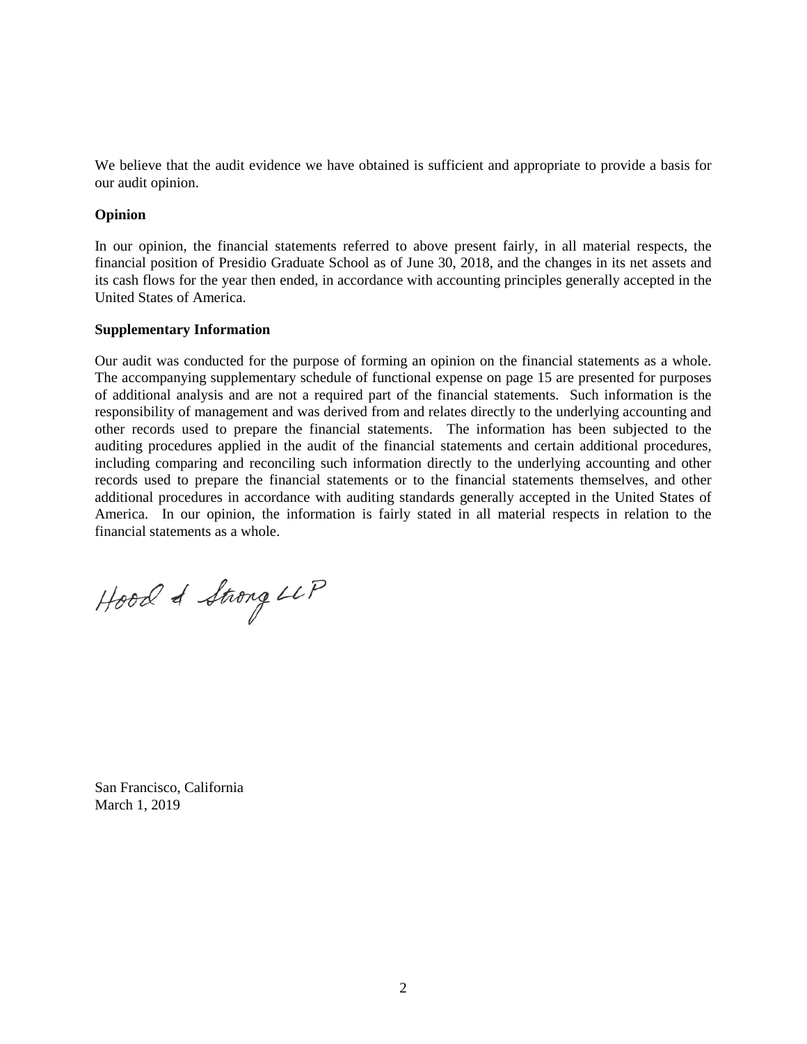We believe that the audit evidence we have obtained is sufficient and appropriate to provide a basis for our audit opinion.

**Opinion**

In our opinion, the financial statements referred to above present fairly, in all material respects, the financial position of Presidio Graduate School as of June 30, 2018, and the changes in its net assets and its cash flows for the year then ended, in accordance with accounting principles generally accepted in the United States of America.

**Supplementary Information**

Our audit was conducted for the purpose of forming an opinion on the financial statements as a whole. The accompanying supplementary schedule of functional expense on page 15 are presented for purposes of additional analysis and are not a required part of the financial statements. Such information is the responsibility of management and was derived from and relates directly to the underlying accounting and other records used to prepare the financial statements. The information has been subjected to the auditing procedures applied in the audit of the financial statements and certain additional procedures, including comparing and reconciling such information directly to the underlying accounting and other records used to prepare the financial statements or to the financial statements themselves, and other additional procedures in accordance with auditing standards generally accepted in the United States of America. In our opinion, the information is fairly stated in all material respects in relation to the financial statements as a whole.

Hood & Strong LLP

San Francisco, California
March 1, 2019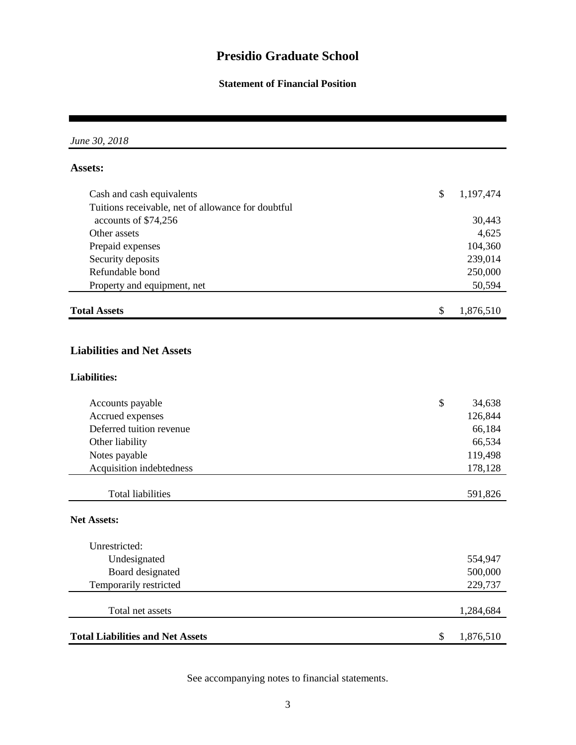# Presidio Graduate School

## Statement of Financial Position

*June 30, 2018*

| | |
|---|---|
| **Assets:** | |
| Cash and cash equivalents | $ 1,197,474 |
| Tuitions receivable, net of allowance for doubtful accounts of $74,256 | 30,443 |
| Other assets | 4,625 |
| Prepaid expenses | 104,360 |
| Security deposits | 239,014 |
| Refundable bond | 250,000 |
| Property and equipment, net | 50,594 |
| **Total Assets** | $ 1,876,510 |
| **Liabilities and Net Assets** | |
| **Liabilities:** | |
| Accounts payable | $ 34,638 |
| Accrued expenses | 126,844 |
| Deferred tuition revenue | 66,184 |
| Other liability | 66,534 |
| Notes payable | 119,498 |
| Acquisition indebtedness | 178,128 |
| Total liabilities | 591,826 |
| **Net Assets:** | |
| Unrestricted: | |
| Undesignated | 554,947 |
| Board designated | 500,000 |
| Temporarily restricted | 229,737 |
| Total net assets | 1,284,684 |
| **Total Liabilities and Net Assets** | $ 1,876,510 |

See accompanying notes to financial statements.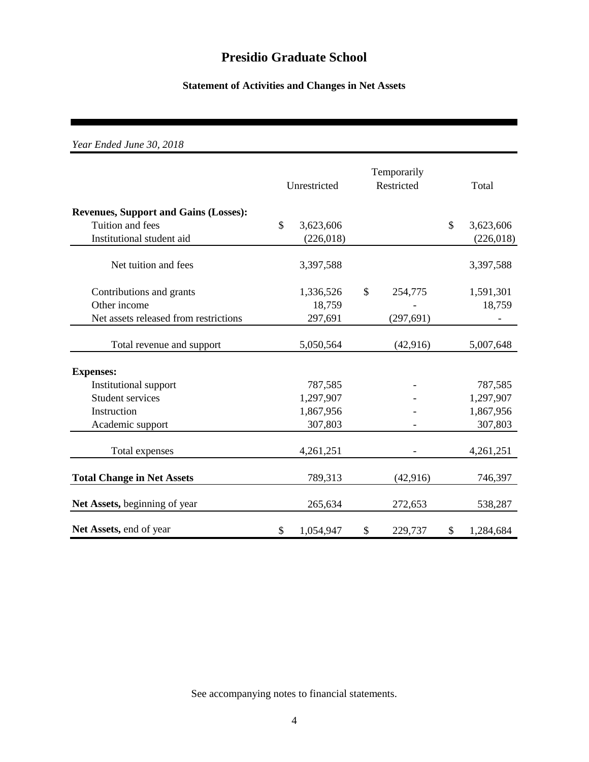# Presidio Graduate School

## Statement of Activities and Changes in Net Assets

*Year Ended June 30, 2018*

| | Unrestricted | Temporarily Restricted | Total |
|---|---|---|---|
| **Revenues, Support and Gains (Losses):** | | | |
| Tuition and fees | $ 3,623,606 | | $ 3,623,606 |
| Institutional student aid | (226,018) | | (226,018) |
| Net tuition and fees | 3,397,588 | | 3,397,588 |
| Contributions and grants | 1,336,526 | $ 254,775 | 1,591,301 |
| Other income | 18,759 | - | 18,759 |
| Net assets released from restrictions | 297,691 | (297,691) | - |
| Total revenue and support | 5,050,564 | (42,916) | 5,007,648 |
| **Expenses:** | | | |
| Institutional support | 787,585 | - | 787,585 |
| Student services | 1,297,907 | - | 1,297,907 |
| Instruction | 1,867,956 | - | 1,867,956 |
| Academic support | 307,803 | - | 307,803 |
| Total expenses | 4,261,251 | - | 4,261,251 |
| **Total Change in Net Assets** | 789,313 | (42,916) | 746,397 |
| **Net Assets,** beginning of year | 265,634 | 272,653 | 538,287 |
| **Net Assets,** end of year | $ 1,054,947 | $ 229,737 | $ 1,284,684 |

See accompanying notes to financial statements.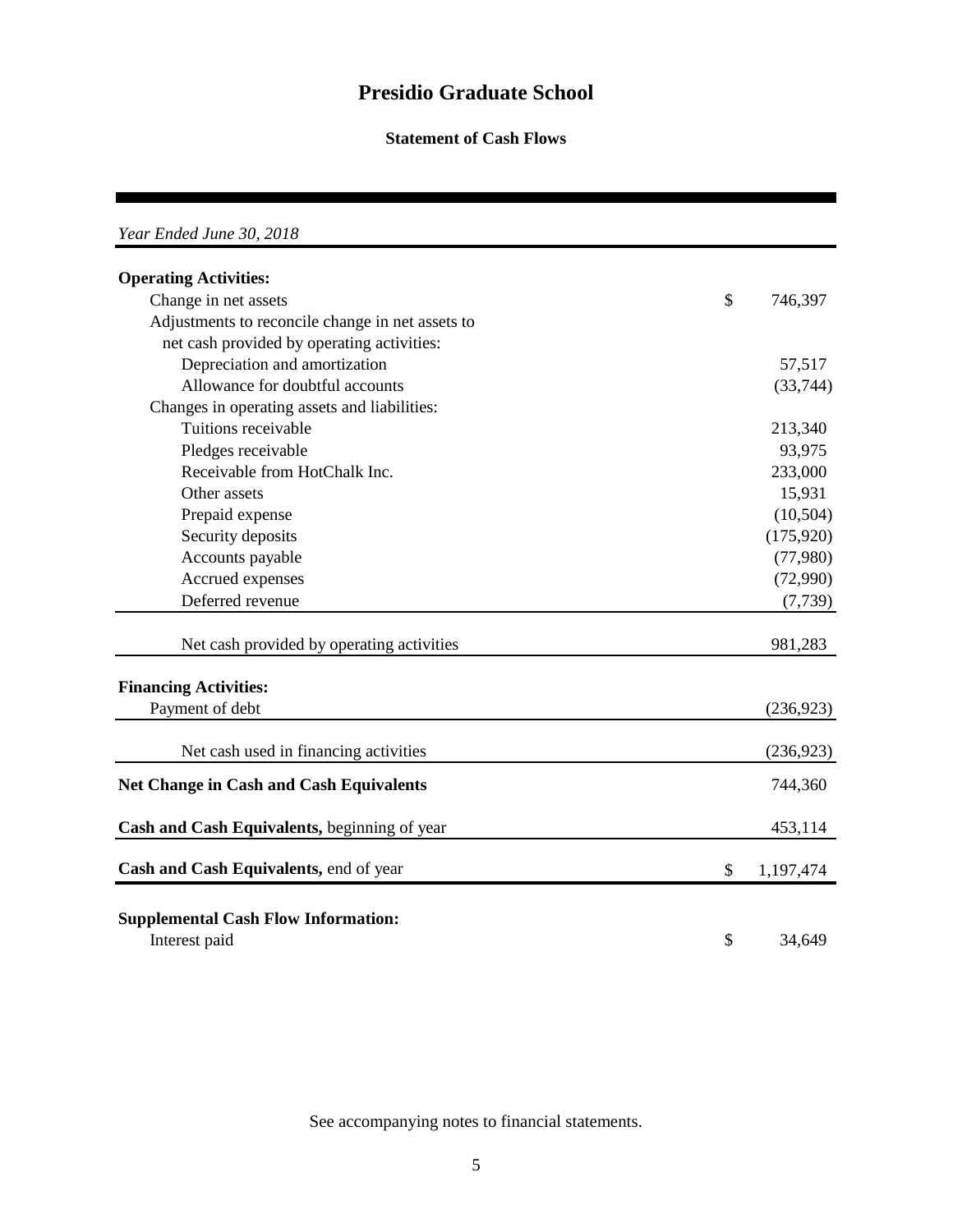# Presidio Graduate School

## Statement of Cash Flows

*Year Ended June 30, 2018*

| | |
|---|---|
| **Operating Activities:** | |
| Change in net assets | $ 746,397 |
| Adjustments to reconcile change in net assets to net cash provided by operating activities: | |
| Depreciation and amortization | 57,517 |
| Allowance for doubtful accounts | (33,744) |
| Changes in operating assets and liabilities: | |
| Tuitions receivable | 213,340 |
| Pledges receivable | 93,975 |
| Receivable from HotChalk Inc. | 233,000 |
| Other assets | 15,931 |
| Prepaid expense | (10,504) |
| Security deposits | (175,920) |
| Accounts payable | (77,980) |
| Accrued expenses | (72,990) |
| Deferred revenue | (7,739) |
| Net cash provided by operating activities | 981,283 |
| **Financing Activities:** | |
| Payment of debt | (236,923) |
| Net cash used in financing activities | (236,923) |
| **Net Change in Cash and Cash Equivalents** | 744,360 |
| **Cash and Cash Equivalents,** beginning of year | 453,114 |
| **Cash and Cash Equivalents,** end of year | $ 1,197,474 |
| **Supplemental Cash Flow Information:** | |
| Interest paid | $ 34,649 |

See accompanying notes to financial statements.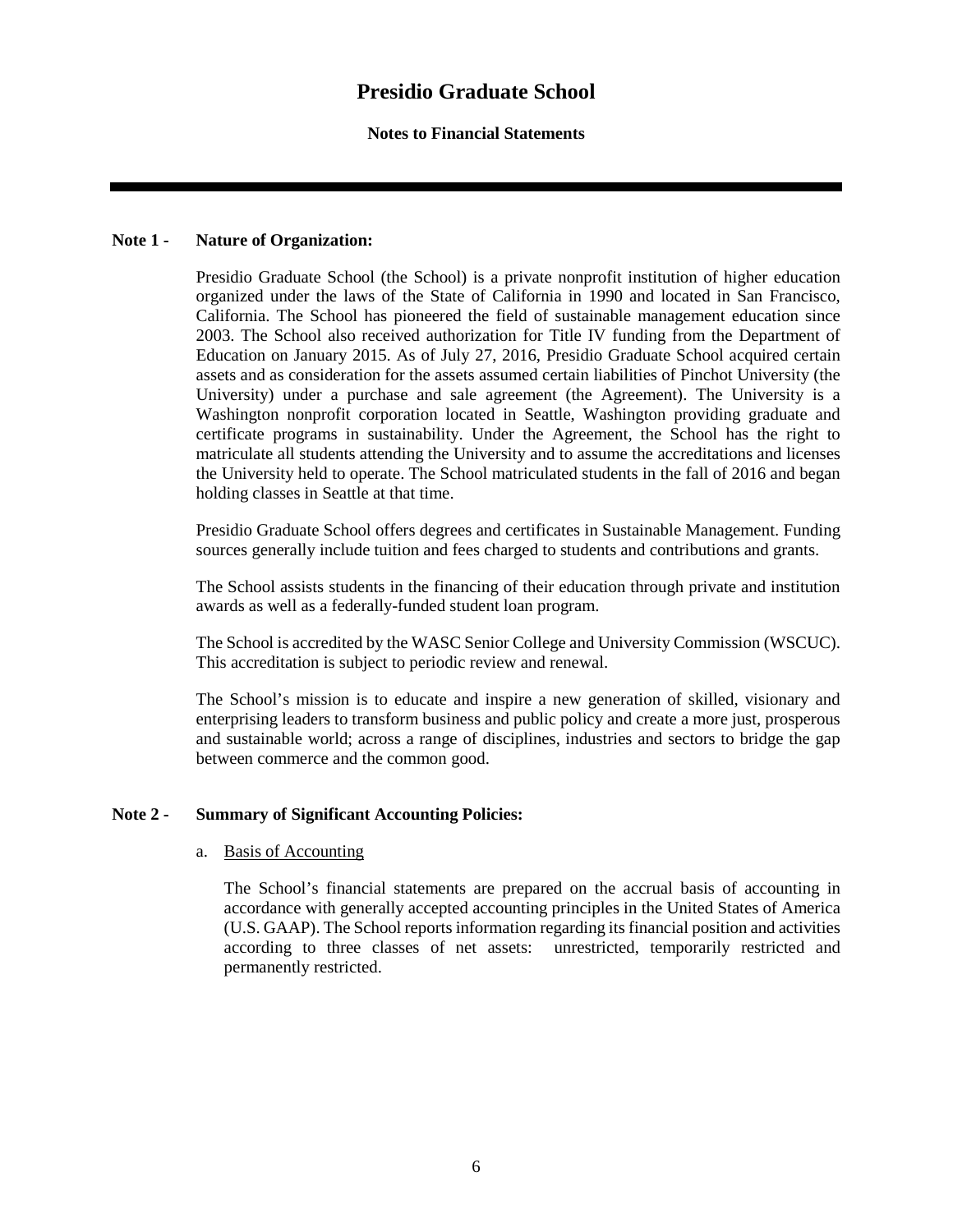# Presidio Graduate School

**Notes to Financial Statements**

## Note 1 - Nature of Organization:

Presidio Graduate School (the School) is a private nonprofit institution of higher education organized under the laws of the State of California in 1990 and located in San Francisco, California. The School has pioneered the field of sustainable management education since 2003. The School also received authorization for Title IV funding from the Department of Education on January 2015. As of July 27, 2016, Presidio Graduate School acquired certain assets and as consideration for the assets assumed certain liabilities of Pinchot University (the University) under a purchase and sale agreement (the Agreement). The University is a Washington nonprofit corporation located in Seattle, Washington providing graduate and certificate programs in sustainability. Under the Agreement, the School has the right to matriculate all students attending the University and to assume the accreditations and licenses the University held to operate. The School matriculated students in the fall of 2016 and began holding classes in Seattle at that time.

Presidio Graduate School offers degrees and certificates in Sustainable Management. Funding sources generally include tuition and fees charged to students and contributions and grants.

The School assists students in the financing of their education through private and institution awards as well as a federally-funded student loan program.

The School is accredited by the WASC Senior College and University Commission (WSCUC). This accreditation is subject to periodic review and renewal.

The School's mission is to educate and inspire a new generation of skilled, visionary and enterprising leaders to transform business and public policy and create a more just, prosperous and sustainable world; across a range of disciplines, industries and sectors to bridge the gap between commerce and the common good.

## Note 2 - Summary of Significant Accounting Policies:

a. Basis of Accounting

The School's financial statements are prepared on the accrual basis of accounting in accordance with generally accepted accounting principles in the United States of America (U.S. GAAP). The School reports information regarding its financial position and activities according to three classes of net assets: unrestricted, temporarily restricted and permanently restricted.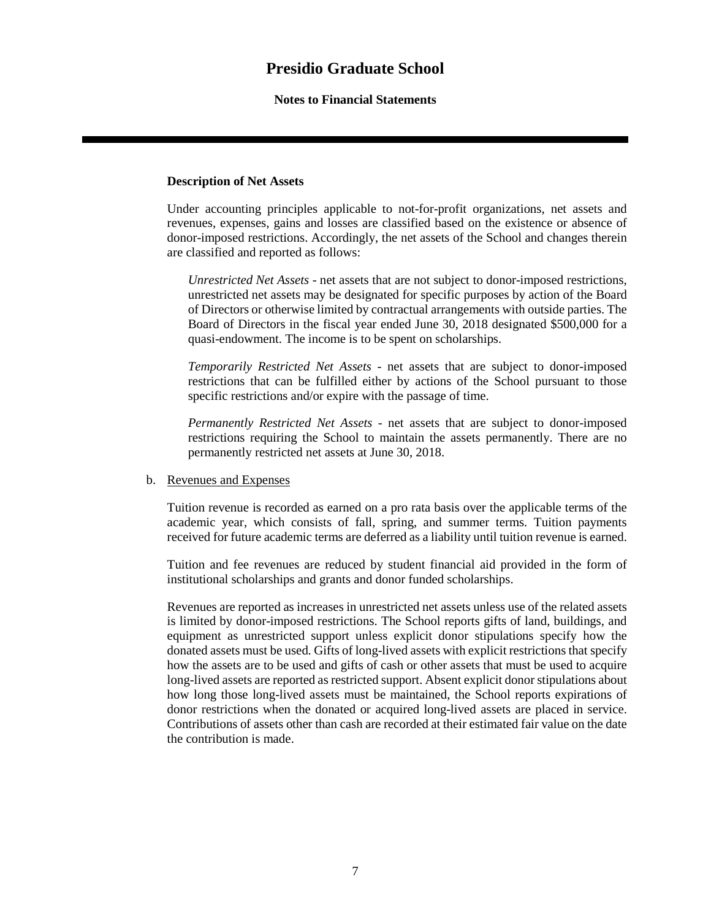**Description of Net Assets**

Under accounting principles applicable to not-for-profit organizations, net assets and revenues, expenses, gains and losses are classified based on the existence or absence of donor-imposed restrictions. Accordingly, the net assets of the School and changes therein are classified and reported as follows:

*Unrestricted Net Assets* - net assets that are not subject to donor-imposed restrictions, unrestricted net assets may be designated for specific purposes by action of the Board of Directors or otherwise limited by contractual arrangements with outside parties. The Board of Directors in the fiscal year ended June 30, 2018 designated $500,000 for a quasi-endowment. The income is to be spent on scholarships.

*Temporarily Restricted Net Assets* - net assets that are subject to donor-imposed restrictions that can be fulfilled either by actions of the School pursuant to those specific restrictions and/or expire with the passage of time.

*Permanently Restricted Net Assets* - net assets that are subject to donor-imposed restrictions requiring the School to maintain the assets permanently. There are no permanently restricted net assets at June 30, 2018.

b. Revenues and Expenses

Tuition revenue is recorded as earned on a pro rata basis over the applicable terms of the academic year, which consists of fall, spring, and summer terms. Tuition payments received for future academic terms are deferred as a liability until tuition revenue is earned.

Tuition and fee revenues are reduced by student financial aid provided in the form of institutional scholarships and grants and donor funded scholarships.

Revenues are reported as increases in unrestricted net assets unless use of the related assets is limited by donor-imposed restrictions. The School reports gifts of land, buildings, and equipment as unrestricted support unless explicit donor stipulations specify how the donated assets must be used. Gifts of long-lived assets with explicit restrictions that specify how the assets are to be used and gifts of cash or other assets that must be used to acquire long-lived assets are reported as restricted support. Absent explicit donor stipulations about how long those long-lived assets must be maintained, the School reports expirations of donor restrictions when the donated or acquired long-lived assets are placed in service. Contributions of assets other than cash are recorded at their estimated fair value on the date the contribution is made.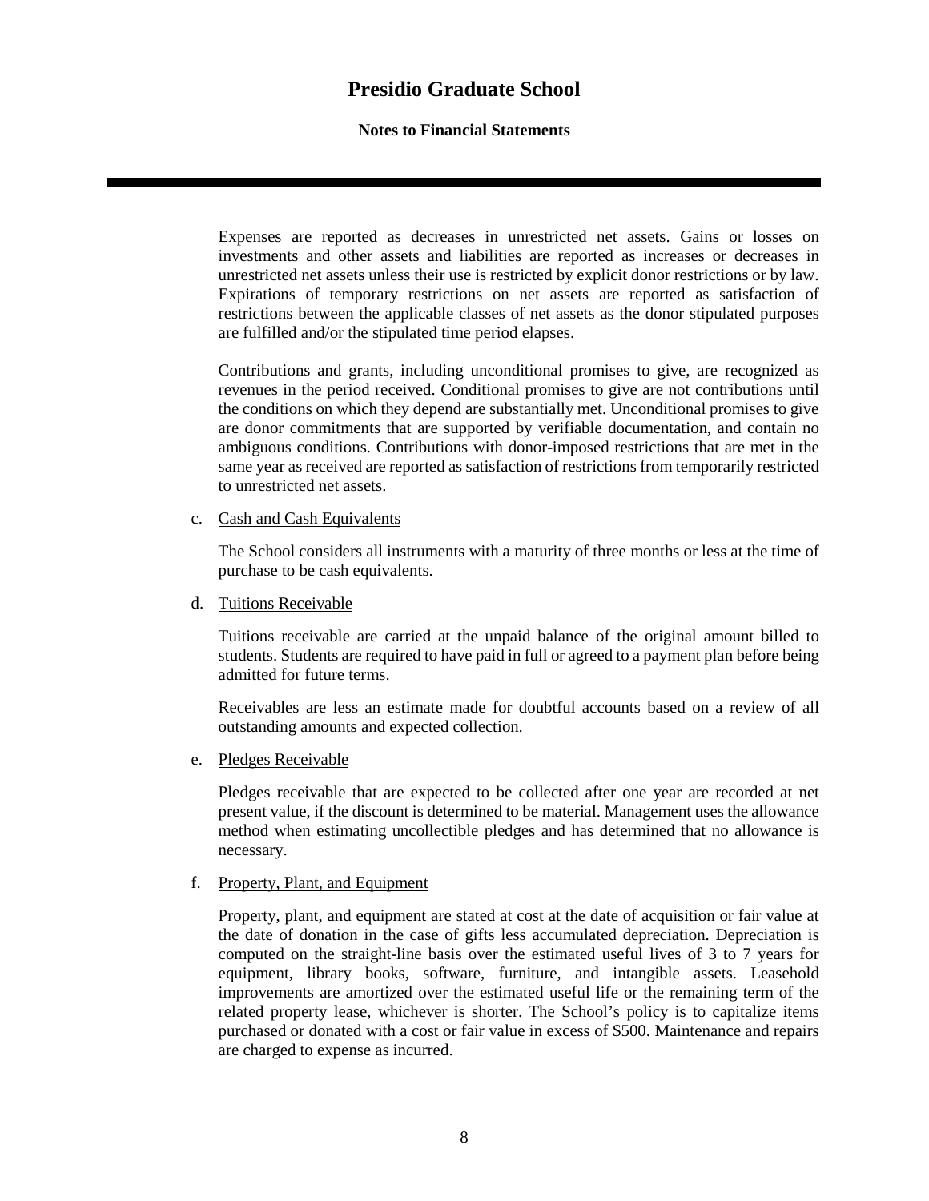Expenses are reported as decreases in unrestricted net assets. Gains or losses on investments and other assets and liabilities are reported as increases or decreases in unrestricted net assets unless their use is restricted by explicit donor restrictions or by law. Expirations of temporary restrictions on net assets are reported as satisfaction of restrictions between the applicable classes of net assets as the donor stipulated purposes are fulfilled and/or the stipulated time period elapses.

Contributions and grants, including unconditional promises to give, are recognized as revenues in the period received. Conditional promises to give are not contributions until the conditions on which they depend are substantially met. Unconditional promises to give are donor commitments that are supported by verifiable documentation, and contain no ambiguous conditions. Contributions with donor-imposed restrictions that are met in the same year as received are reported as satisfaction of restrictions from temporarily restricted to unrestricted net assets.

c. Cash and Cash Equivalents

The School considers all instruments with a maturity of three months or less at the time of purchase to be cash equivalents.

d. Tuitions Receivable

Tuitions receivable are carried at the unpaid balance of the original amount billed to students. Students are required to have paid in full or agreed to a payment plan before being admitted for future terms.

Receivables are less an estimate made for doubtful accounts based on a review of all outstanding amounts and expected collection.

e. Pledges Receivable

Pledges receivable that are expected to be collected after one year are recorded at net present value, if the discount is determined to be material. Management uses the allowance method when estimating uncollectible pledges and has determined that no allowance is necessary.

f. Property, Plant, and Equipment

Property, plant, and equipment are stated at cost at the date of acquisition or fair value at the date of donation in the case of gifts less accumulated depreciation. Depreciation is computed on the straight-line basis over the estimated useful lives of 3 to 7 years for equipment, library books, software, furniture, and intangible assets. Leasehold improvements are amortized over the estimated useful life or the remaining term of the related property lease, whichever is shorter. The School's policy is to capitalize items purchased or donated with a cost or fair value in excess of $500. Maintenance and repairs are charged to expense as incurred.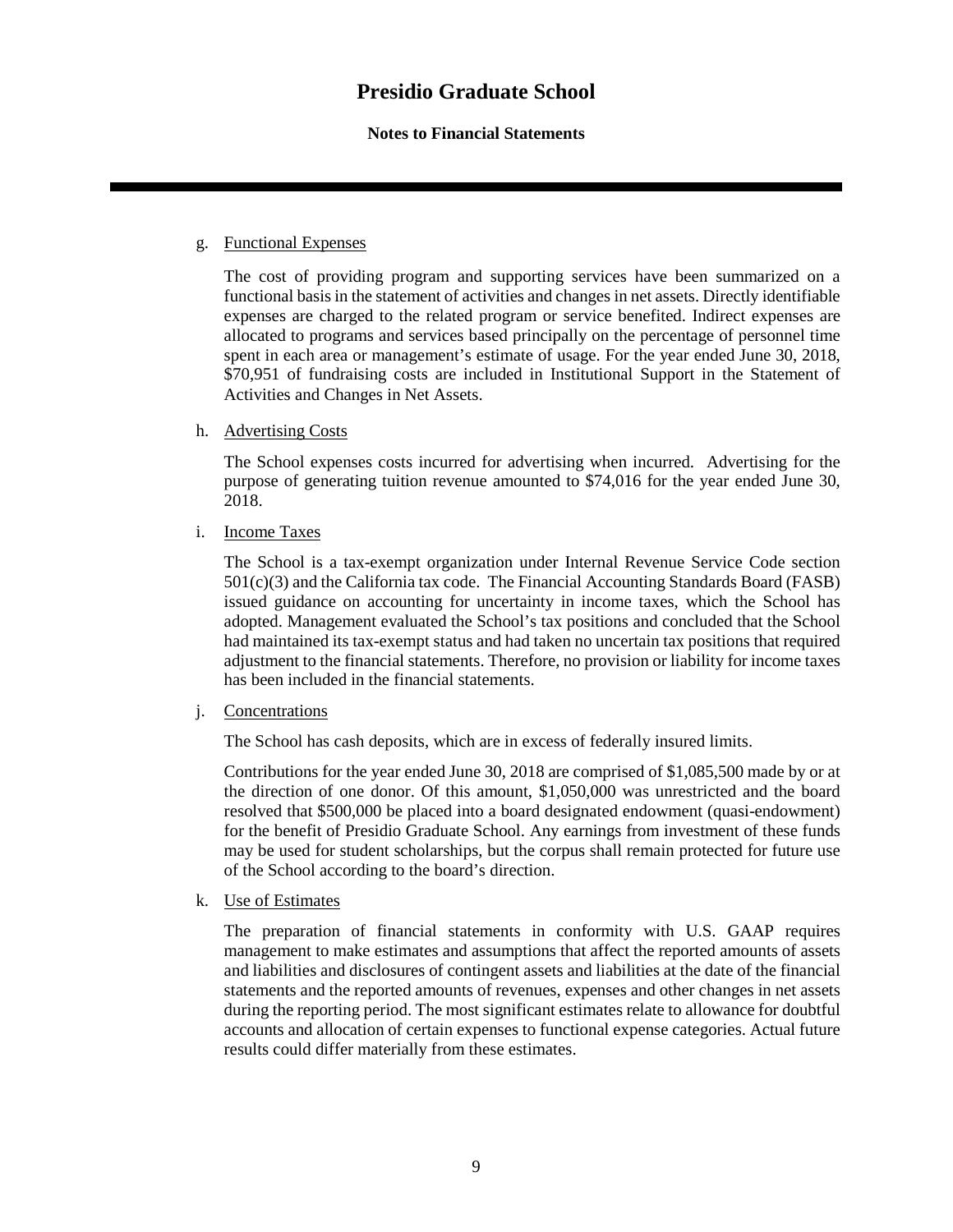# Presidio Graduate School

**Notes to Financial Statements**

g. Functional Expenses

The cost of providing program and supporting services have been summarized on a functional basis in the statement of activities and changes in net assets. Directly identifiable expenses are charged to the related program or service benefited. Indirect expenses are allocated to programs and services based principally on the percentage of personnel time spent in each area or management's estimate of usage. For the year ended June 30, 2018, $70,951 of fundraising costs are included in Institutional Support in the Statement of Activities and Changes in Net Assets.

h. Advertising Costs

The School expenses costs incurred for advertising when incurred. Advertising for the purpose of generating tuition revenue amounted to $74,016 for the year ended June 30, 2018.

i. Income Taxes

The School is a tax-exempt organization under Internal Revenue Service Code section 501(c)(3) and the California tax code. The Financial Accounting Standards Board (FASB) issued guidance on accounting for uncertainty in income taxes, which the School has adopted. Management evaluated the School's tax positions and concluded that the School had maintained its tax-exempt status and had taken no uncertain tax positions that required adjustment to the financial statements. Therefore, no provision or liability for income taxes has been included in the financial statements.

j. Concentrations

The School has cash deposits, which are in excess of federally insured limits.

Contributions for the year ended June 30, 2018 are comprised of $1,085,500 made by or at the direction of one donor. Of this amount, $1,050,000 was unrestricted and the board resolved that $500,000 be placed into a board designated endowment (quasi-endowment) for the benefit of Presidio Graduate School. Any earnings from investment of these funds may be used for student scholarships, but the corpus shall remain protected for future use of the School according to the board's direction.

k. Use of Estimates

The preparation of financial statements in conformity with U.S. GAAP requires management to make estimates and assumptions that affect the reported amounts of assets and liabilities and disclosures of contingent assets and liabilities at the date of the financial statements and the reported amounts of revenues, expenses and other changes in net assets during the reporting period. The most significant estimates relate to allowance for doubtful accounts and allocation of certain expenses to functional expense categories. Actual future results could differ materially from these estimates.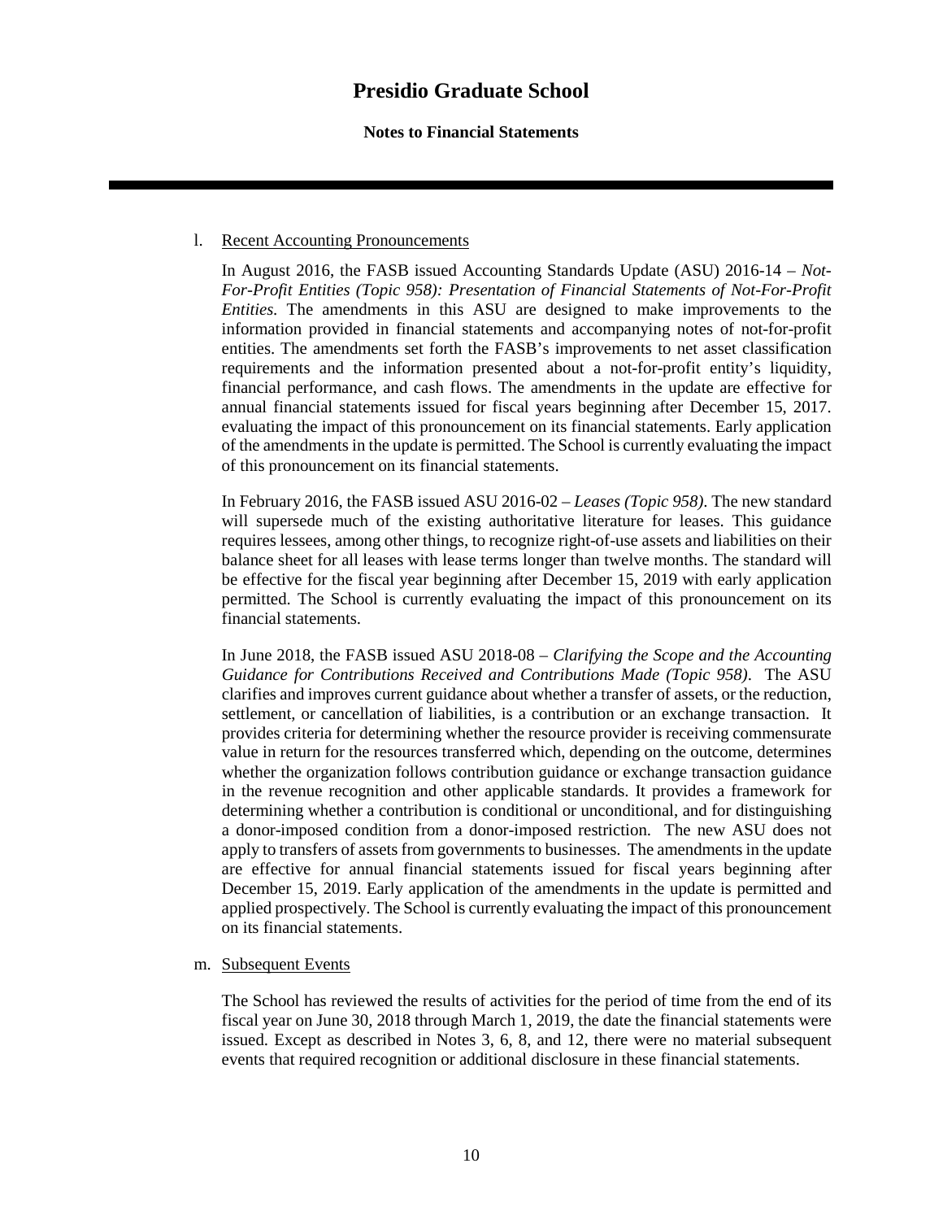l. Recent Accounting Pronouncements

In August 2016, the FASB issued Accounting Standards Update (ASU) 2016-14 – *Not-For-Profit Entities (Topic 958): Presentation of Financial Statements of Not-For-Profit Entities.* The amendments in this ASU are designed to make improvements to the information provided in financial statements and accompanying notes of not-for-profit entities. The amendments set forth the FASB's improvements to net asset classification requirements and the information presented about a not-for-profit entity's liquidity, financial performance, and cash flows. The amendments in the update are effective for annual financial statements issued for fiscal years beginning after December 15, 2017. evaluating the impact of this pronouncement on its financial statements. Early application of the amendments in the update is permitted. The School is currently evaluating the impact of this pronouncement on its financial statements.

In February 2016, the FASB issued ASU 2016-02 – *Leases (Topic 958)*. The new standard will supersede much of the existing authoritative literature for leases. This guidance requires lessees, among other things, to recognize right-of-use assets and liabilities on their balance sheet for all leases with lease terms longer than twelve months. The standard will be effective for the fiscal year beginning after December 15, 2019 with early application permitted. The School is currently evaluating the impact of this pronouncement on its financial statements.

In June 2018, the FASB issued ASU 2018-08 – *Clarifying the Scope and the Accounting Guidance for Contributions Received and Contributions Made (Topic 958)*. The ASU clarifies and improves current guidance about whether a transfer of assets, or the reduction, settlement, or cancellation of liabilities, is a contribution or an exchange transaction. It provides criteria for determining whether the resource provider is receiving commensurate value in return for the resources transferred which, depending on the outcome, determines whether the organization follows contribution guidance or exchange transaction guidance in the revenue recognition and other applicable standards. It provides a framework for determining whether a contribution is conditional or unconditional, and for distinguishing a donor-imposed condition from a donor-imposed restriction. The new ASU does not apply to transfers of assets from governments to businesses. The amendments in the update are effective for annual financial statements issued for fiscal years beginning after December 15, 2019. Early application of the amendments in the update is permitted and applied prospectively. The School is currently evaluating the impact of this pronouncement on its financial statements.

m. Subsequent Events

The School has reviewed the results of activities for the period of time from the end of its fiscal year on June 30, 2018 through March 1, 2019, the date the financial statements were issued. Except as described in Notes 3, 6, 8, and 12, there were no material subsequent events that required recognition or additional disclosure in these financial statements.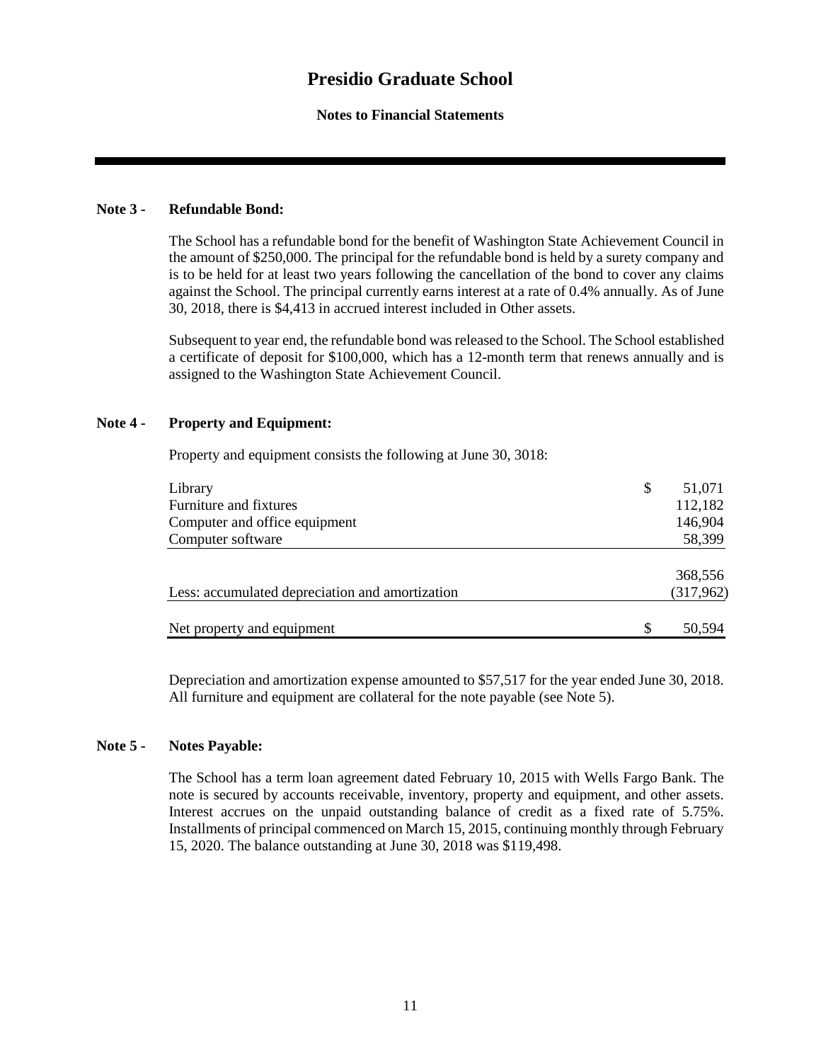# Presidio Graduate School

**Notes to Financial Statements**

**Note 3 - Refundable Bond:**

The School has a refundable bond for the benefit of Washington State Achievement Council in the amount of \$250,000. The principal for the refundable bond is held by a surety company and is to be held for at least two years following the cancellation of the bond to cover any claims against the School. The principal currently earns interest at a rate of 0.4% annually. As of June 30, 2018, there is \$4,413 in accrued interest included in Other assets.

Subsequent to year end, the refundable bond was released to the School. The School established a certificate of deposit for \$100,000, which has a 12-month term that renews annually and is assigned to the Washington State Achievement Council.

**Note 4 - Property and Equipment:**

Property and equipment consists the following at June 30, 3018:

| | |
|---|---|
| Library | $ 51,071 |
| Furniture and fixtures | 112,182 |
| Computer and office equipment | 146,904 |
| Computer software | 58,399 |
| | 368,556 |
| Less: accumulated depreciation and amortization | (317,962) |
| Net property and equipment | $ 50,594 |

Depreciation and amortization expense amounted to \$57,517 for the year ended June 30, 2018. All furniture and equipment are collateral for the note payable (see Note 5).

**Note 5 - Notes Payable:**

The School has a term loan agreement dated February 10, 2015 with Wells Fargo Bank. The note is secured by accounts receivable, inventory, property and equipment, and other assets. Interest accrues on the unpaid outstanding balance of credit as a fixed rate of 5.75%. Installments of principal commenced on March 15, 2015, continuing monthly through February 15, 2020. The balance outstanding at June 30, 2018 was \$119,498.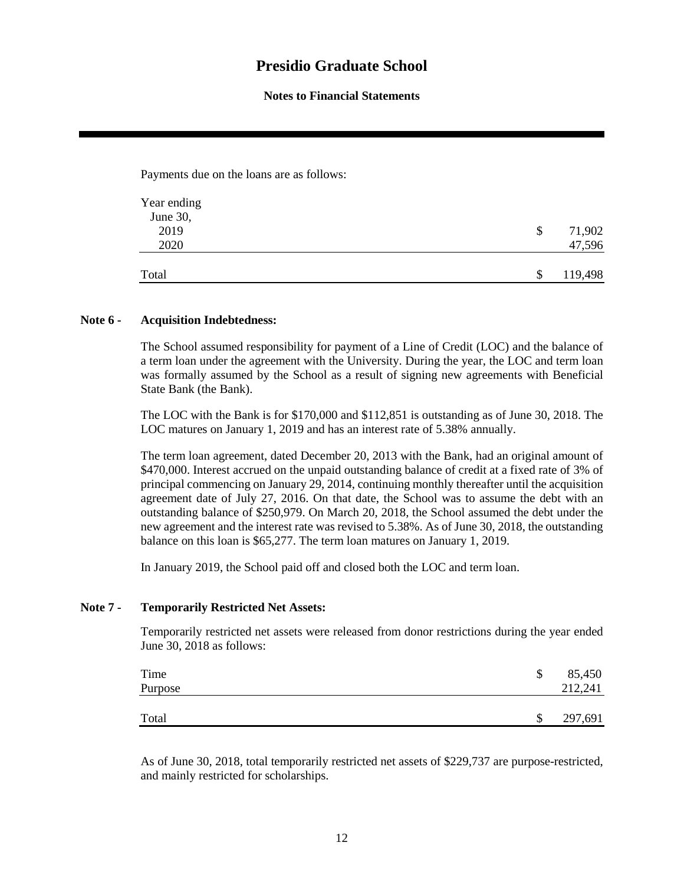Payments due on the loans are as follows:

| Year ending June 30, | | |
|---|---|---|
| 2019 | $ | 71,902 |
| 2020 | | 47,596 |
| Total | $ | 119,498 |

**Note 6 - Acquisition Indebtedness:**

The School assumed responsibility for payment of a Line of Credit (LOC) and the balance of a term loan under the agreement with the University. During the year, the LOC and term loan was formally assumed by the School as a result of signing new agreements with Beneficial State Bank (the Bank).

The LOC with the Bank is for $170,000 and $112,851 is outstanding as of June 30, 2018. The LOC matures on January 1, 2019 and has an interest rate of 5.38% annually.

The term loan agreement, dated December 20, 2013 with the Bank, had an original amount of $470,000. Interest accrued on the unpaid outstanding balance of credit at a fixed rate of 3% of principal commencing on January 29, 2014, continuing monthly thereafter until the acquisition agreement date of July 27, 2016. On that date, the School was to assume the debt with an outstanding balance of $250,979. On March 20, 2018, the School assumed the debt under the new agreement and the interest rate was revised to 5.38%. As of June 30, 2018, the outstanding balance on this loan is $65,277. The term loan matures on January 1, 2019.

In January 2019, the School paid off and closed both the LOC and term loan.

**Note 7 - Temporarily Restricted Net Assets:**

Temporarily restricted net assets were released from donor restrictions during the year ended June 30, 2018 as follows:

| | | |
|---|---|---|
| Time | $ | 85,450 |
| Purpose | | 212,241 |
| Total | $ | 297,691 |

As of June 30, 2018, total temporarily restricted net assets of $229,737 are purpose-restricted, and mainly restricted for scholarships.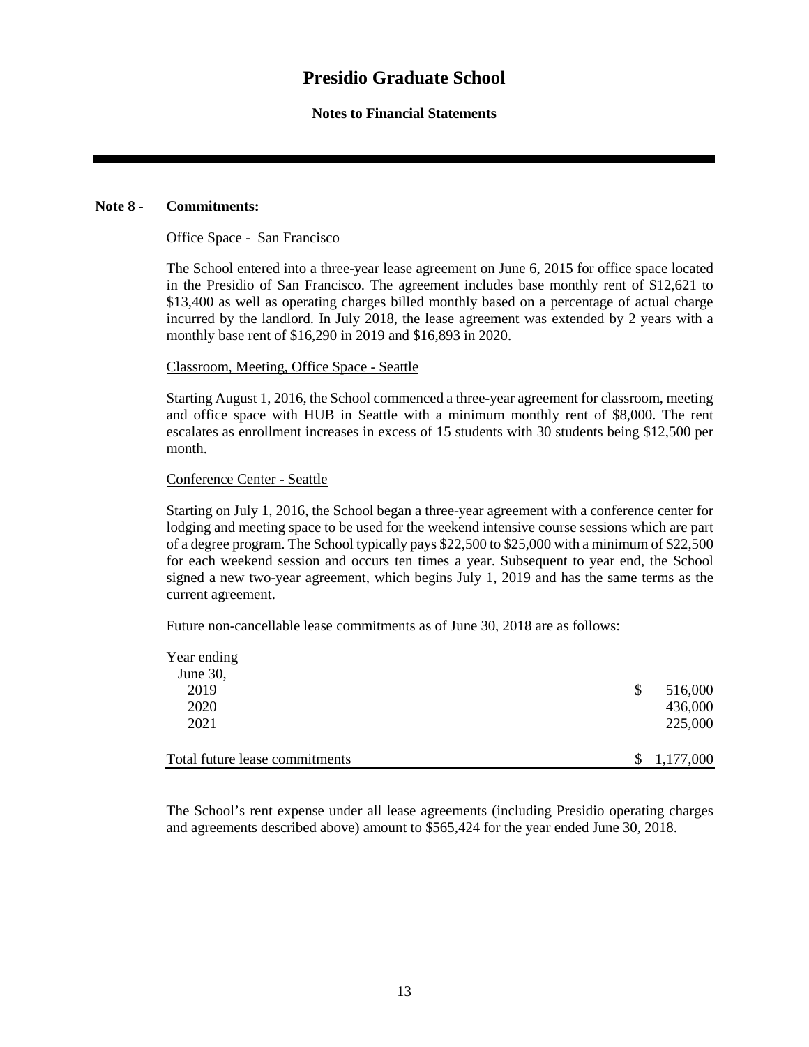# Presidio Graduate School

**Notes to Financial Statements**

**Note 8 - Commitments:**

Office Space - San Francisco

The School entered into a three-year lease agreement on June 6, 2015 for office space located in the Presidio of San Francisco. The agreement includes base monthly rent of $12,621 to $13,400 as well as operating charges billed monthly based on a percentage of actual charge incurred by the landlord. In July 2018, the lease agreement was extended by 2 years with a monthly base rent of $16,290 in 2019 and $16,893 in 2020.

Classroom, Meeting, Office Space - Seattle

Starting August 1, 2016, the School commenced a three-year agreement for classroom, meeting and office space with HUB in Seattle with a minimum monthly rent of $8,000. The rent escalates as enrollment increases in excess of 15 students with 30 students being $12,500 per month.

Conference Center - Seattle

Starting on July 1, 2016, the School began a three-year agreement with a conference center for lodging and meeting space to be used for the weekend intensive course sessions which are part of a degree program. The School typically pays $22,500 to $25,000 with a minimum of $22,500 for each weekend session and occurs ten times a year. Subsequent to year end, the School signed a new two-year agreement, which begins July 1, 2019 and has the same terms as the current agreement.

Future non-cancellable lease commitments as of June 30, 2018 are as follows:

| Year ending June 30, | |
|---|---|
| 2019 | $ 516,000 |
| 2020 | 436,000 |
| 2021 | 225,000 |
| Total future lease commitments | $ 1,177,000 |

The School's rent expense under all lease agreements (including Presidio operating charges and agreements described above) amount to $565,424 for the year ended June 30, 2018.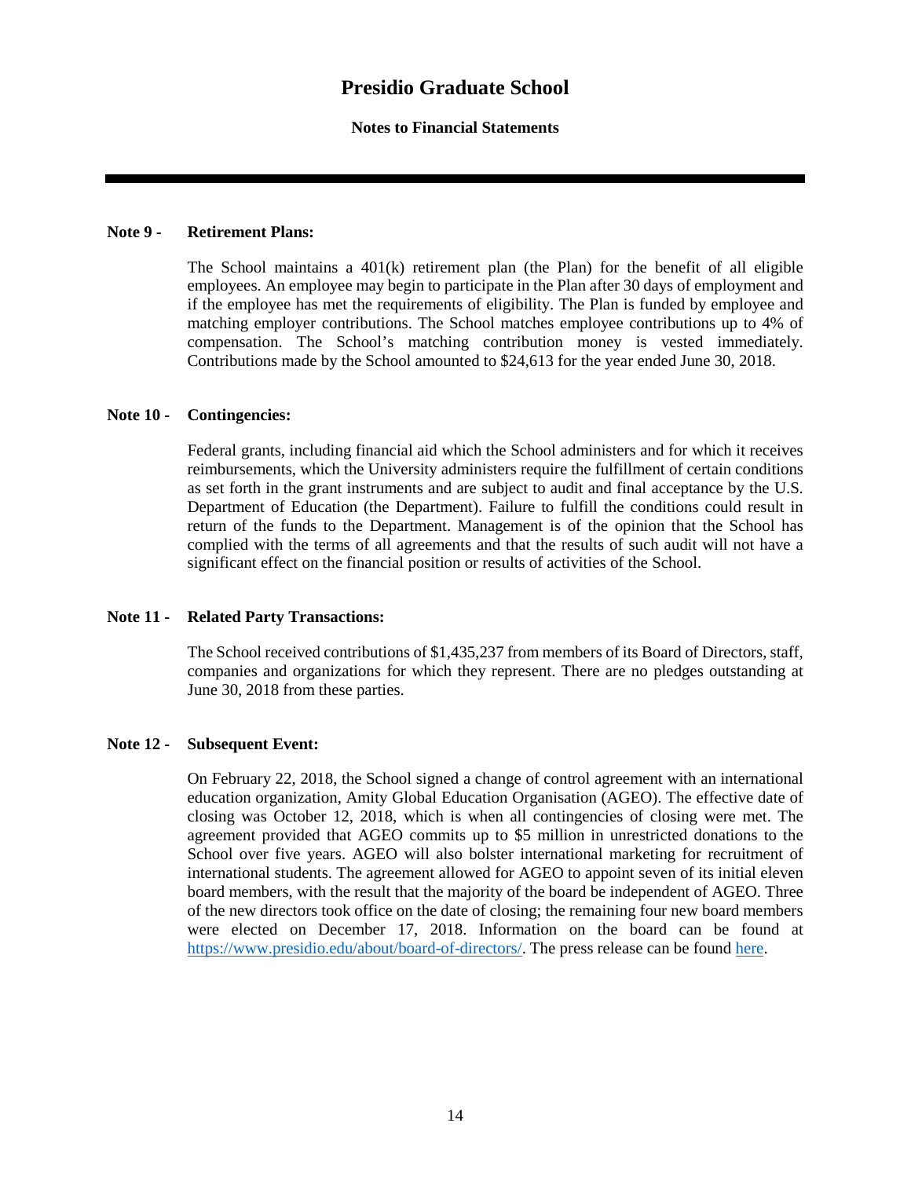# Presidio Graduate School

## Notes to Financial Statements

### Note 9 - Retirement Plans:

The School maintains a 401(k) retirement plan (the Plan) for the benefit of all eligible employees. An employee may begin to participate in the Plan after 30 days of employment and if the employee has met the requirements of eligibility. The Plan is funded by employee and matching employer contributions. The School matches employee contributions up to 4% of compensation. The School's matching contribution money is vested immediately. Contributions made by the School amounted to $24,613 for the year ended June 30, 2018.

### Note 10 - Contingencies:

Federal grants, including financial aid which the School administers and for which it receives reimbursements, which the University administers require the fulfillment of certain conditions as set forth in the grant instruments and are subject to audit and final acceptance by the U.S. Department of Education (the Department). Failure to fulfill the conditions could result in return of the funds to the Department. Management is of the opinion that the School has complied with the terms of all agreements and that the results of such audit will not have a significant effect on the financial position or results of activities of the School.

### Note 11 - Related Party Transactions:

The School received contributions of $1,435,237 from members of its Board of Directors, staff, companies and organizations for which they represent. There are no pledges outstanding at June 30, 2018 from these parties.

### Note 12 - Subsequent Event:

On February 22, 2018, the School signed a change of control agreement with an international education organization, Amity Global Education Organisation (AGEO). The effective date of closing was October 12, 2018, which is when all contingencies of closing were met. The agreement provided that AGEO commits up to $5 million in unrestricted donations to the School over five years. AGEO will also bolster international marketing for recruitment of international students. The agreement allowed for AGEO to appoint seven of its initial eleven board members, with the result that the majority of the board be independent of AGEO. Three of the new directors took office on the date of closing; the remaining four new board members were elected on December 17, 2018. Information on the board can be found at https://www.presidio.edu/about/board-of-directors/. The press release can be found here.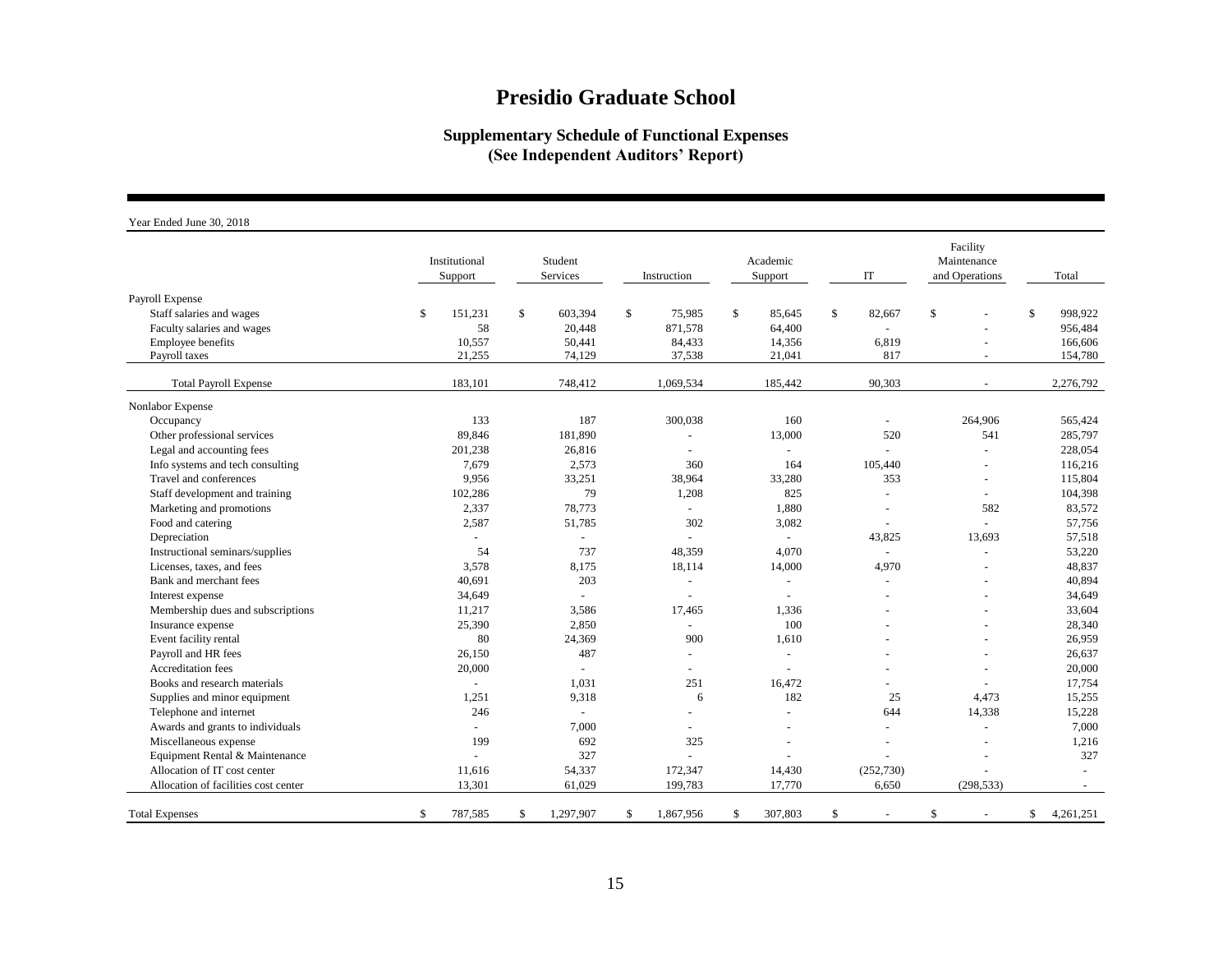# Presidio Graduate School

### Supplementary Schedule of Functional Expenses
### (See Independent Auditors' Report)

Year Ended June 30, 2018

| | Institutional Support | Student Services | Instruction | Academic Support | IT | Facility Maintenance and Operations | Total |
|---|---|---|---|---|---|---|---|
| Payroll Expense | | | | | | | |
| Staff salaries and wages | $ 151,231 | $ 603,394 | $ 75,985 | $ 85,645 | $ 82,667 | $ - | $ 998,922 |
| Faculty salaries and wages | 58 | 20,448 | 871,578 | 64,400 | - | - | 956,484 |
| Employee benefits | 10,557 | 50,441 | 84,433 | 14,356 | 6,819 | - | 166,606 |
| Payroll taxes | 21,255 | 74,129 | 37,538 | 21,041 | 817 | - | 154,780 |
| Total Payroll Expense | 183,101 | 748,412 | 1,069,534 | 185,442 | 90,303 | - | 2,276,792 |
| Nonlabor Expense | | | | | | | |
| Occupancy | 133 | 187 | 300,038 | 160 | - | 264,906 | 565,424 |
| Other professional services | 89,846 | 181,890 | - | 13,000 | 520 | 541 | 285,797 |
| Legal and accounting fees | 201,238 | 26,816 | - | - | - | - | 228,054 |
| Info systems and tech consulting | 7,679 | 2,573 | 360 | 164 | 105,440 | - | 116,216 |
| Travel and conferences | 9,956 | 33,251 | 38,964 | 33,280 | 353 | - | 115,804 |
| Staff development and training | 102,286 | 79 | 1,208 | 825 | - | - | 104,398 |
| Marketing and promotions | 2,337 | 78,773 | - | 1,880 | - | 582 | 83,572 |
| Food and catering | 2,587 | 51,785 | 302 | 3,082 | - | - | 57,756 |
| Depreciation | - | - | - | - | 43,825 | 13,693 | 57,518 |
| Instructional seminars/supplies | 54 | 737 | 48,359 | 4,070 | - | - | 53,220 |
| Licenses, taxes, and fees | 3,578 | 8,175 | 18,114 | 14,000 | 4,970 | - | 48,837 |
| Bank and merchant fees | 40,691 | 203 | - | - | - | - | 40,894 |
| Interest expense | 34,649 | - | - | - | - | - | 34,649 |
| Membership dues and subscriptions | 11,217 | 3,586 | 17,465 | 1,336 | - | - | 33,604 |
| Insurance expense | 25,390 | 2,850 | - | 100 | - | - | 28,340 |
| Event facility rental | 80 | 24,369 | 900 | 1,610 | - | - | 26,959 |
| Payroll and HR fees | 26,150 | 487 | - | - | - | - | 26,637 |
| Accreditation fees | 20,000 | - | - | - | - | - | 20,000 |
| Books and research materials | - | 1,031 | 251 | 16,472 | - | - | 17,754 |
| Supplies and minor equipment | 1,251 | 9,318 | 6 | 182 | 25 | 4,473 | 15,255 |
| Telephone and internet | 246 | - | - | - | 644 | 14,338 | 15,228 |
| Awards and grants to individuals | - | 7,000 | - | - | - | - | 7,000 |
| Miscellaneous expense | 199 | 692 | 325 | - | - | - | 1,216 |
| Equipment Rental & Maintenance | - | 327 | - | - | - | - | 327 |
| Allocation of IT cost center | 11,616 | 54,337 | 172,347 | 14,430 | (252,730) | - | - |
| Allocation of facilities cost center | 13,301 | 61,029 | 199,783 | 17,770 | 6,650 | (298,533) | - |
| Total Expenses | $ 787,585 | $ 1,297,907 | $ 1,867,956 | $ 307,803 | $ - | $ - | $ 4,261,251 |